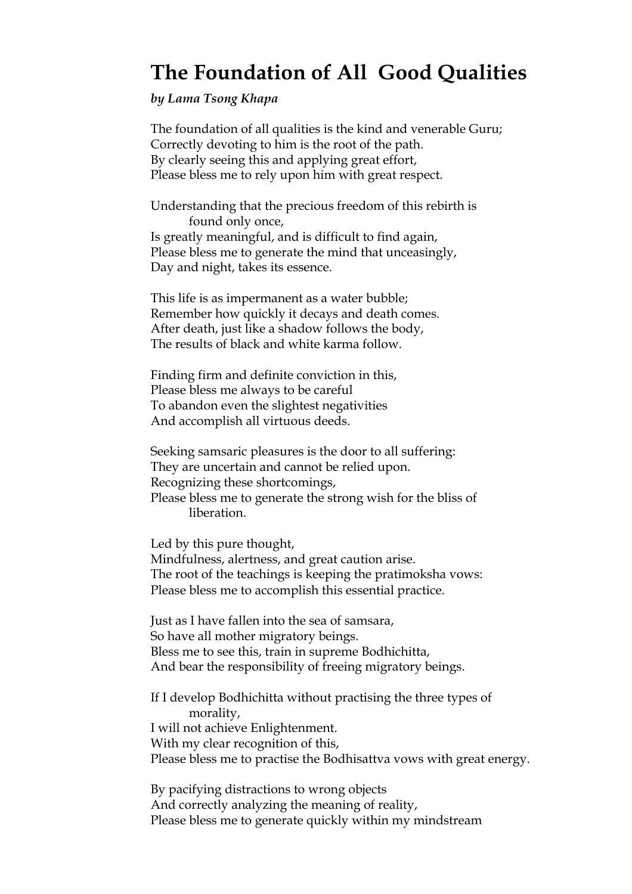# The Foundation of All Good Qualities

***by Lama Tsong Khapa***

The foundation of all qualities is the kind and venerable Guru;
Correctly devoting to him is the root of the path.
By clearly seeing this and applying great effort,
Please bless me to rely upon him with great respect.

Understanding that the precious freedom of this rebirth is found only once,
Is greatly meaningful, and is difficult to find again,
Please bless me to generate the mind that unceasingly,
Day and night, takes its essence.

This life is as impermanent as a water bubble;
Remember how quickly it decays and death comes.
After death, just like a shadow follows the body,
The results of black and white karma follow.

Finding firm and definite conviction in this,
Please bless me always to be careful
To abandon even the slightest negativities
And accomplish all virtuous deeds.

Seeking samsaric pleasures is the door to all suffering:
They are uncertain and cannot be relied upon.
Recognizing these shortcomings,
Please bless me to generate the strong wish for the bliss of liberation.

Led by this pure thought,
Mindfulness, alertness, and great caution arise.
The root of the teachings is keeping the pratimoksha vows:
Please bless me to accomplish this essential practice.

Just as I have fallen into the sea of samsara,
So have all mother migratory beings.
Bless me to see this, train in supreme Bodhichitta,
And bear the responsibility of freeing migratory beings.

If I develop Bodhichitta without practising the three types of morality,
I will not achieve Enlightenment.
With my clear recognition of this,
Please bless me to practise the Bodhisattva vows with great energy.

By pacifying distractions to wrong objects
And correctly analyzing the meaning of reality,
Please bless me to generate quickly within my mindstream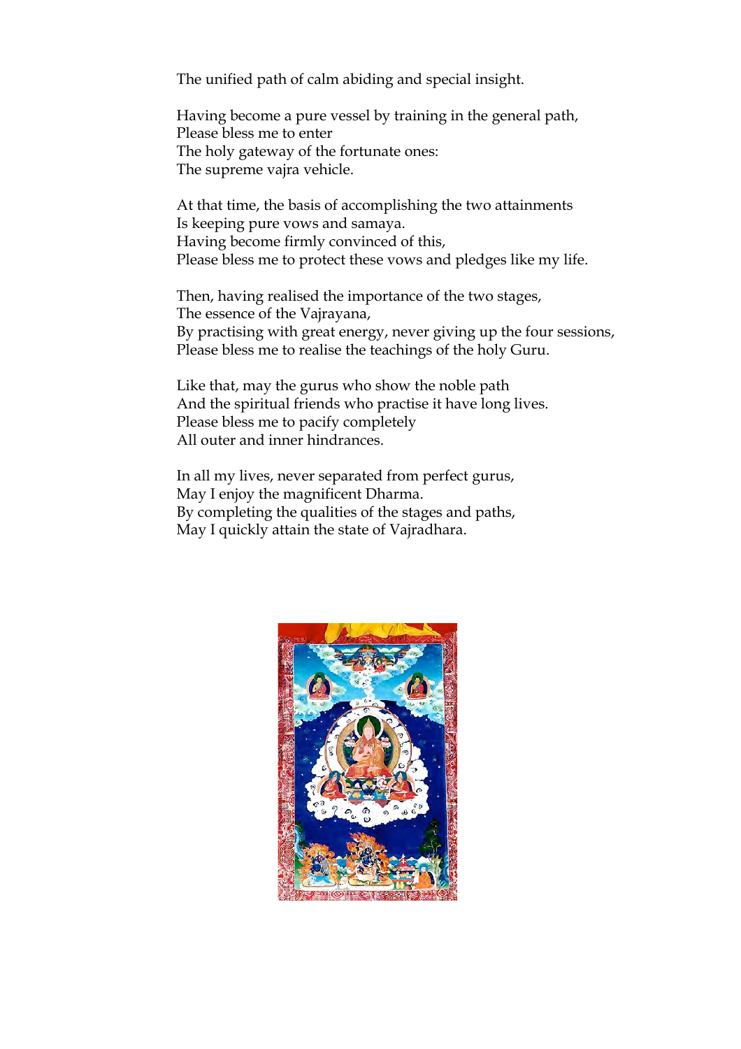The unified path of calm abiding and special insight.

Having become a pure vessel by training in the general path,
Please bless me to enter
The holy gateway of the fortunate ones:
The supreme vajra vehicle.

At that time, the basis of accomplishing the two attainments
Is keeping pure vows and samaya.
Having become firmly convinced of this,
Please bless me to protect these vows and pledges like my life.

Then, having realised the importance of the two stages,
The essence of the Vajrayana,
By practising with great energy, never giving up the four sessions,
Please bless me to realise the teachings of the holy Guru.

Like that, may the gurus who show the noble path
And the spiritual friends who practise it have long lives.
Please bless me to pacify completely
All outer and inner hindrances.

In all my lives, never separated from perfect gurus,
May I enjoy the magnificent Dharma.
By completing the qualities of the stages and paths,
May I quickly attain the state of Vajradhara.